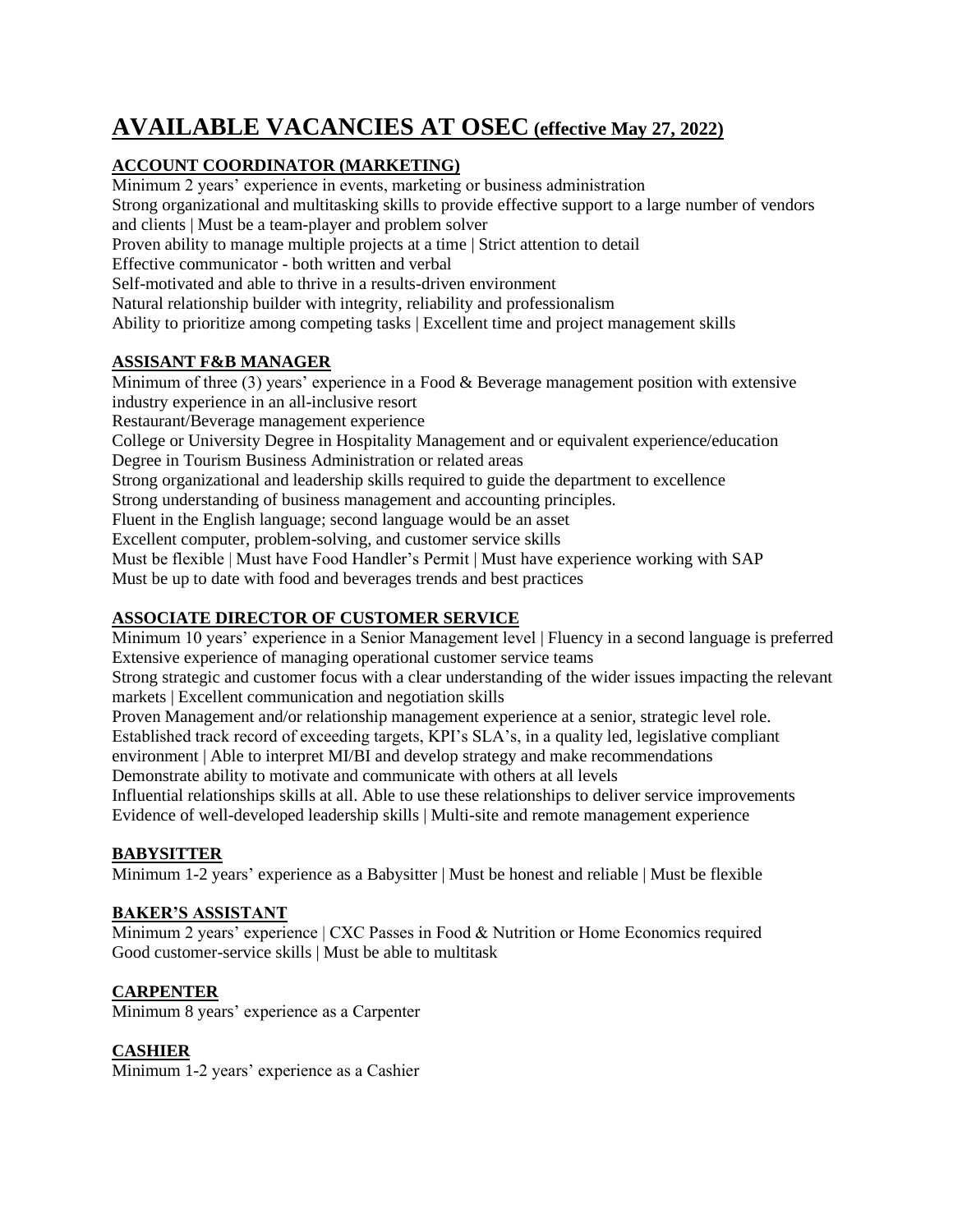# AVAILABLE VACANCIES AT OSEC (effective May 27, 2022)

## ACCOUNT COORDINATOR (MARKETING)

Minimum 2 years' experience in events, marketing or business administration
Strong organizational and multitasking skills to provide effective support to a large number of vendors and clients | Must be a team-player and problem solver
Proven ability to manage multiple projects at a time | Strict attention to detail
Effective communicator - both written and verbal
Self-motivated and able to thrive in a results-driven environment
Natural relationship builder with integrity, reliability and professionalism
Ability to prioritize among competing tasks | Excellent time and project management skills

## ASSISANT F&B MANAGER

Minimum of three (3) years' experience in a Food & Beverage management position with extensive industry experience in an all-inclusive resort
Restaurant/Beverage management experience
College or University Degree in Hospitality Management and or equivalent experience/education
Degree in Tourism Business Administration or related areas
Strong organizational and leadership skills required to guide the department to excellence
Strong understanding of business management and accounting principles.
Fluent in the English language; second language would be an asset
Excellent computer, problem-solving, and customer service skills
Must be flexible | Must have Food Handler's Permit | Must have experience working with SAP
Must be up to date with food and beverages trends and best practices

## ASSOCIATE DIRECTOR OF CUSTOMER SERVICE

Minimum 10 years' experience in a Senior Management level | Fluency in a second language is preferred
Extensive experience of managing operational customer service teams
Strong strategic and customer focus with a clear understanding of the wider issues impacting the relevant markets | Excellent communication and negotiation skills
Proven Management and/or relationship management experience at a senior, strategic level role.
Established track record of exceeding targets, KPI's SLA's, in a quality led, legislative compliant environment | Able to interpret MI/BI and develop strategy and make recommendations
Demonstrate ability to motivate and communicate with others at all levels
Influential relationships skills at all. Able to use these relationships to deliver service improvements
Evidence of well-developed leadership skills | Multi-site and remote management experience

## BABYSITTER

Minimum 1-2 years' experience as a Babysitter | Must be honest and reliable | Must be flexible

## BAKER'S ASSISTANT

Minimum 2 years' experience | CXC Passes in Food & Nutrition or Home Economics required
Good customer-service skills | Must be able to multitask

## CARPENTER

Minimum 8 years' experience as a Carpenter

## CASHIER

Minimum 1-2 years' experience as a Cashier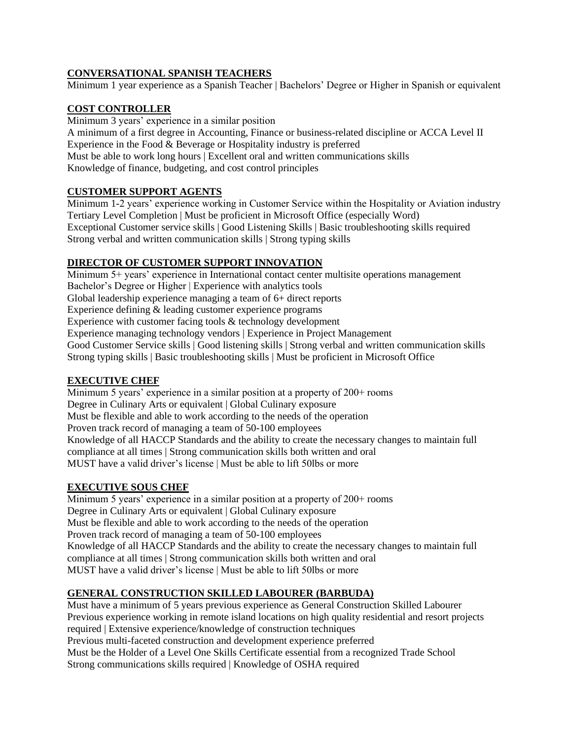**CONVERSATIONAL SPANISH TEACHERS**

Minimum 1 year experience as a Spanish Teacher | Bachelors' Degree or Higher in Spanish or equivalent

**COST CONTROLLER**

Minimum 3 years' experience in a similar position
A minimum of a first degree in Accounting, Finance or business-related discipline or ACCA Level II
Experience in the Food & Beverage or Hospitality industry is preferred
Must be able to work long hours | Excellent oral and written communications skills
Knowledge of finance, budgeting, and cost control principles

**CUSTOMER SUPPORT AGENTS**

Minimum 1-2 years' experience working in Customer Service within the Hospitality or Aviation industry
Tertiary Level Completion | Must be proficient in Microsoft Office (especially Word)
Exceptional Customer service skills | Good Listening Skills | Basic troubleshooting skills required
Strong verbal and written communication skills | Strong typing skills

**DIRECTOR OF CUSTOMER SUPPORT INNOVATION**

Minimum 5+ years' experience in International contact center multisite operations management
Bachelor's Degree or Higher | Experience with analytics tools
Global leadership experience managing a team of 6+ direct reports
Experience defining & leading customer experience programs
Experience with customer facing tools & technology development
Experience managing technology vendors | Experience in Project Management
Good Customer Service skills | Good listening skills | Strong verbal and written communication skills
Strong typing skills | Basic troubleshooting skills | Must be proficient in Microsoft Office

**EXECUTIVE CHEF**

Minimum 5 years' experience in a similar position at a property of 200+ rooms
Degree in Culinary Arts or equivalent | Global Culinary exposure
Must be flexible and able to work according to the needs of the operation
Proven track record of managing a team of 50-100 employees
Knowledge of all HACCP Standards and the ability to create the necessary changes to maintain full compliance at all times | Strong communication skills both written and oral
MUST have a valid driver's license | Must be able to lift 50lbs or more

**EXECUTIVE SOUS CHEF**

Minimum 5 years' experience in a similar position at a property of 200+ rooms
Degree in Culinary Arts or equivalent | Global Culinary exposure
Must be flexible and able to work according to the needs of the operation
Proven track record of managing a team of 50-100 employees
Knowledge of all HACCP Standards and the ability to create the necessary changes to maintain full compliance at all times | Strong communication skills both written and oral
MUST have a valid driver's license | Must be able to lift 50lbs or more

**GENERAL CONSTRUCTION SKILLED LABOURER (BARBUDA)**

Must have a minimum of 5 years previous experience as General Construction Skilled Labourer
Previous experience working in remote island locations on high quality residential and resort projects required | Extensive experience/knowledge of construction techniques
Previous multi-faceted construction and development experience preferred
Must be the Holder of a Level One Skills Certificate essential from a recognized Trade School
Strong communications skills required | Knowledge of OSHA required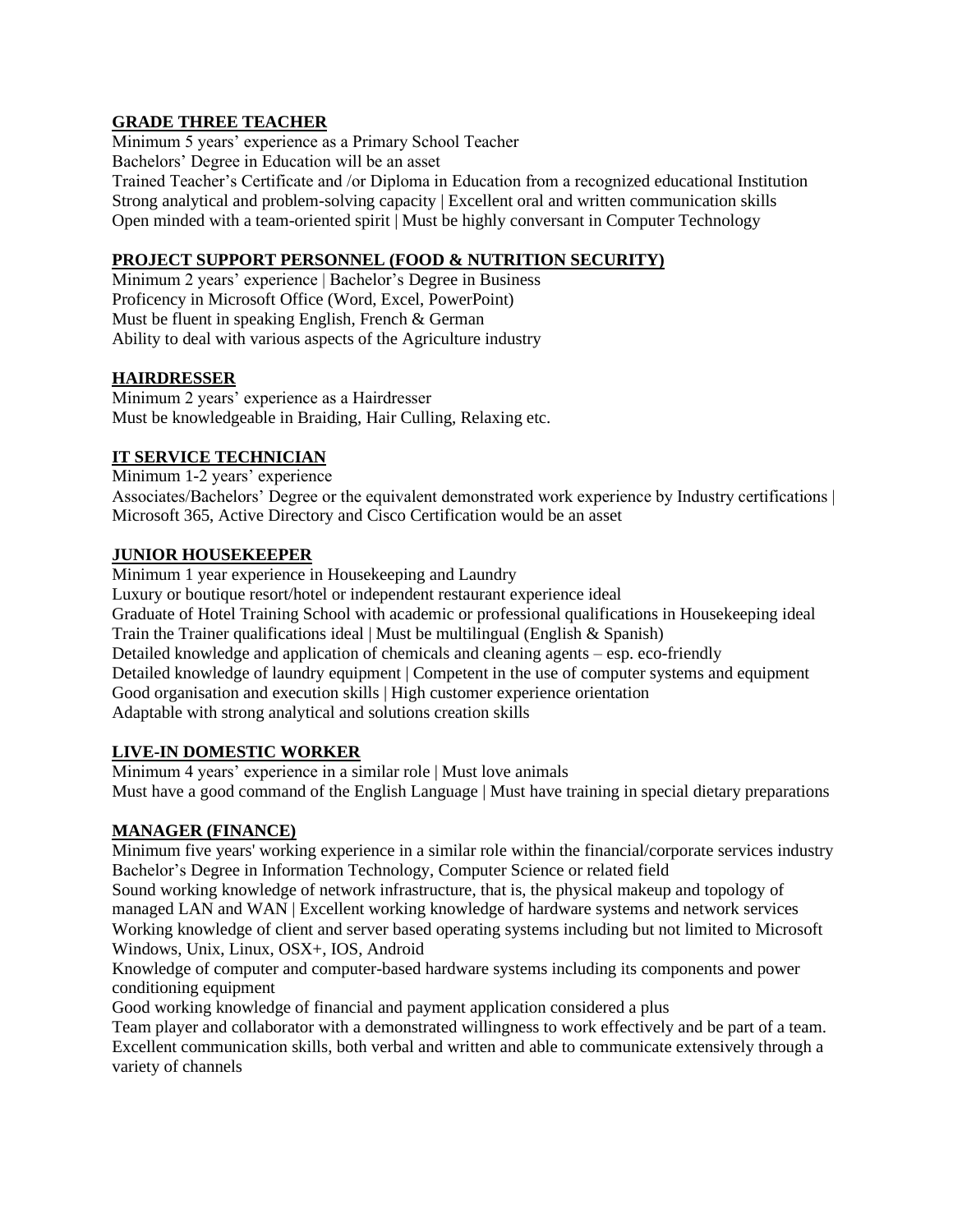**GRADE THREE TEACHER**

Minimum 5 years' experience as a Primary School Teacher
Bachelors' Degree in Education will be an asset
Trained Teacher's Certificate and /or Diploma in Education from a recognized educational Institution
Strong analytical and problem-solving capacity | Excellent oral and written communication skills
Open minded with a team-oriented spirit | Must be highly conversant in Computer Technology

**PROJECT SUPPORT PERSONNEL (FOOD & NUTRITION SECURITY)**

Minimum 2 years' experience | Bachelor's Degree in Business
Proficency in Microsoft Office (Word, Excel, PowerPoint)
Must be fluent in speaking English, French & German
Ability to deal with various aspects of the Agriculture industry

**HAIRDRESSER**

Minimum 2 years' experience as a Hairdresser
Must be knowledgeable in Braiding, Hair Culling, Relaxing etc.

**IT SERVICE TECHNICIAN**

Minimum 1-2 years' experience
Associates/Bachelors' Degree or the equivalent demonstrated work experience by Industry certifications | Microsoft 365, Active Directory and Cisco Certification would be an asset

**JUNIOR HOUSEKEEPER**

Minimum 1 year experience in Housekeeping and Laundry
Luxury or boutique resort/hotel or independent restaurant experience ideal
Graduate of Hotel Training School with academic or professional qualifications in Housekeeping ideal
Train the Trainer qualifications ideal | Must be multilingual (English & Spanish)
Detailed knowledge and application of chemicals and cleaning agents – esp. eco-friendly
Detailed knowledge of laundry equipment | Competent in the use of computer systems and equipment
Good organisation and execution skills | High customer experience orientation
Adaptable with strong analytical and solutions creation skills

**LIVE-IN DOMESTIC WORKER**

Minimum 4 years' experience in a similar role | Must love animals
Must have a good command of the English Language | Must have training in special dietary preparations

**MANAGER (FINANCE)**

Minimum five years' working experience in a similar role within the financial/corporate services industry
Bachelor's Degree in Information Technology, Computer Science or related field
Sound working knowledge of network infrastructure, that is, the physical makeup and topology of managed LAN and WAN | Excellent working knowledge of hardware systems and network services
Working knowledge of client and server based operating systems including but not limited to Microsoft Windows, Unix, Linux, OSX+, IOS, Android
Knowledge of computer and computer-based hardware systems including its components and power conditioning equipment
Good working knowledge of financial and payment application considered a plus
Team player and collaborator with a demonstrated willingness to work effectively and be part of a team.
Excellent communication skills, both verbal and written and able to communicate extensively through a variety of channels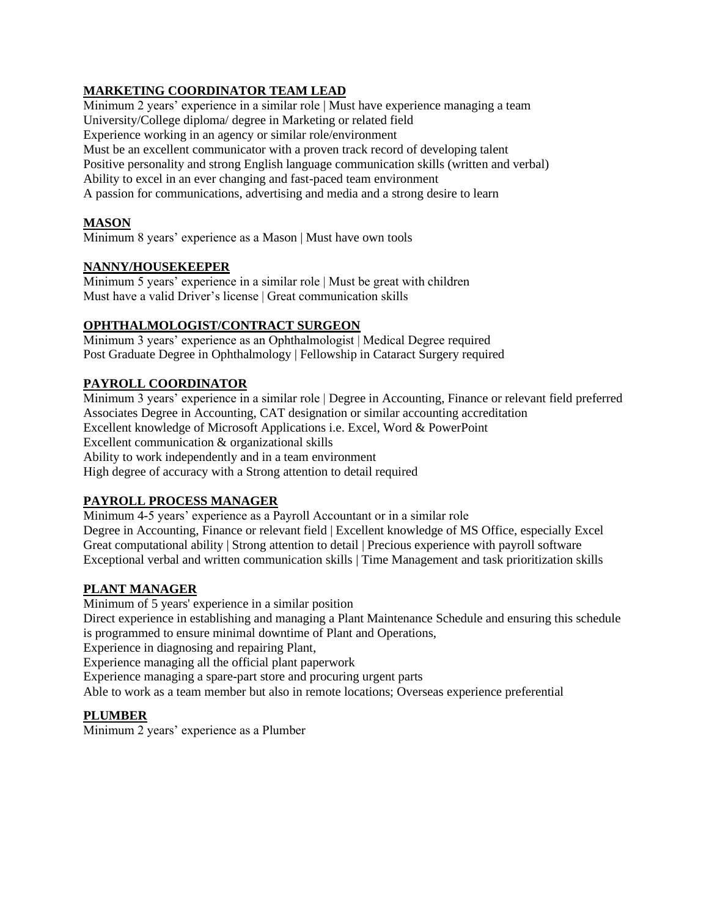## MARKETING COORDINATOR TEAM LEAD

Minimum 2 years' experience in a similar role | Must have experience managing a team
University/College diploma/ degree in Marketing or related field
Experience working in an agency or similar role/environment
Must be an excellent communicator with a proven track record of developing talent
Positive personality and strong English language communication skills (written and verbal)
Ability to excel in an ever changing and fast-paced team environment
A passion for communications, advertising and media and a strong desire to learn

## MASON

Minimum 8 years' experience as a Mason | Must have own tools

## NANNY/HOUSEKEEPER

Minimum 5 years' experience in a similar role | Must be great with children
Must have a valid Driver's license | Great communication skills

## OPHTHALMOLOGIST/CONTRACT SURGEON

Minimum 3 years' experience as an Ophthalmologist | Medical Degree required
Post Graduate Degree in Ophthalmology | Fellowship in Cataract Surgery required

## PAYROLL COORDINATOR

Minimum 3 years' experience in a similar role | Degree in Accounting, Finance or relevant field preferred
Associates Degree in Accounting, CAT designation or similar accounting accreditation
Excellent knowledge of Microsoft Applications i.e. Excel, Word & PowerPoint
Excellent communication & organizational skills
Ability to work independently and in a team environment
High degree of accuracy with a Strong attention to detail required

## PAYROLL PROCESS MANAGER

Minimum 4-5 years' experience as a Payroll Accountant or in a similar role
Degree in Accounting, Finance or relevant field | Excellent knowledge of MS Office, especially Excel
Great computational ability | Strong attention to detail | Precious experience with payroll software
Exceptional verbal and written communication skills | Time Management and task prioritization skills

## PLANT MANAGER

Minimum of 5 years' experience in a similar position
Direct experience in establishing and managing a Plant Maintenance Schedule and ensuring this schedule is programmed to ensure minimal downtime of Plant and Operations,
Experience in diagnosing and repairing Plant,
Experience managing all the official plant paperwork
Experience managing a spare-part store and procuring urgent parts
Able to work as a team member but also in remote locations; Overseas experience preferential

## PLUMBER

Minimum 2 years' experience as a Plumber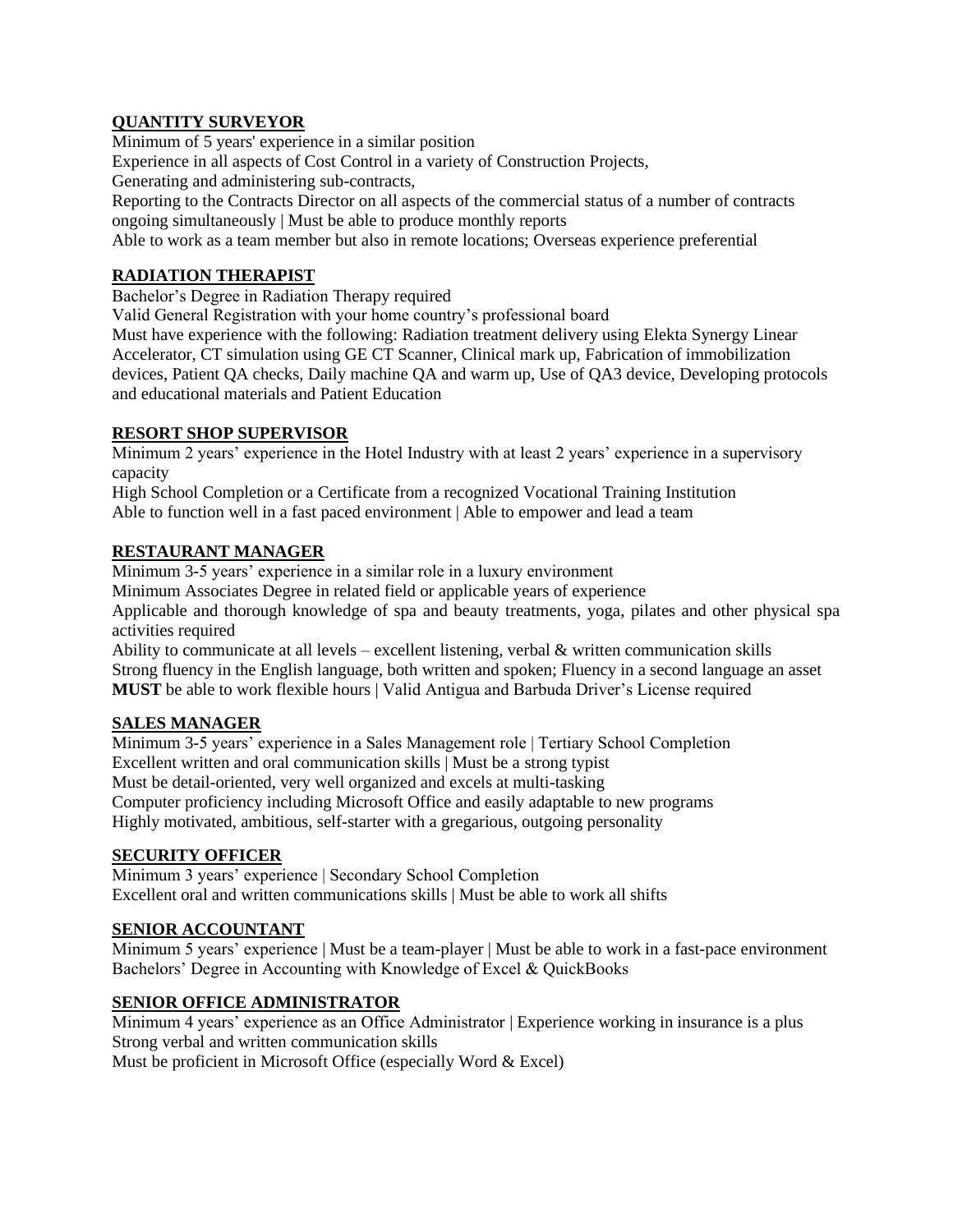## QUANTITY SURVEYOR

Minimum of 5 years' experience in a similar position
Experience in all aspects of Cost Control in a variety of Construction Projects,
Generating and administering sub-contracts,
Reporting to the Contracts Director on all aspects of the commercial status of a number of contracts ongoing simultaneously | Must be able to produce monthly reports
Able to work as a team member but also in remote locations; Overseas experience preferential

## RADIATION THERAPIST

Bachelor's Degree in Radiation Therapy required
Valid General Registration with your home country's professional board
Must have experience with the following: Radiation treatment delivery using Elekta Synergy Linear Accelerator, CT simulation using GE CT Scanner, Clinical mark up, Fabrication of immobilization devices, Patient QA checks, Daily machine QA and warm up, Use of QA3 device, Developing protocols and educational materials and Patient Education

## RESORT SHOP SUPERVISOR

Minimum 2 years' experience in the Hotel Industry with at least 2 years' experience in a supervisory capacity
High School Completion or a Certificate from a recognized Vocational Training Institution
Able to function well in a fast paced environment | Able to empower and lead a team

## RESTAURANT MANAGER

Minimum 3-5 years' experience in a similar role in a luxury environment
Minimum Associates Degree in related field or applicable years of experience
Applicable and thorough knowledge of spa and beauty treatments, yoga, pilates and other physical spa activities required
Ability to communicate at all levels – excellent listening, verbal & written communication skills
Strong fluency in the English language, both written and spoken; Fluency in a second language an asset
**MUST** be able to work flexible hours | Valid Antigua and Barbuda Driver's License required

## SALES MANAGER

Minimum 3-5 years' experience in a Sales Management role | Tertiary School Completion
Excellent written and oral communication skills | Must be a strong typist
Must be detail-oriented, very well organized and excels at multi-tasking
Computer proficiency including Microsoft Office and easily adaptable to new programs
Highly motivated, ambitious, self-starter with a gregarious, outgoing personality

## SECURITY OFFICER

Minimum 3 years' experience | Secondary School Completion
Excellent oral and written communications skills | Must be able to work all shifts

## SENIOR ACCOUNTANT

Minimum 5 years' experience | Must be a team-player | Must be able to work in a fast-pace environment
Bachelors' Degree in Accounting with Knowledge of Excel & QuickBooks

## SENIOR OFFICE ADMINISTRATOR

Minimum 4 years' experience as an Office Administrator | Experience working in insurance is a plus
Strong verbal and written communication skills
Must be proficient in Microsoft Office (especially Word & Excel)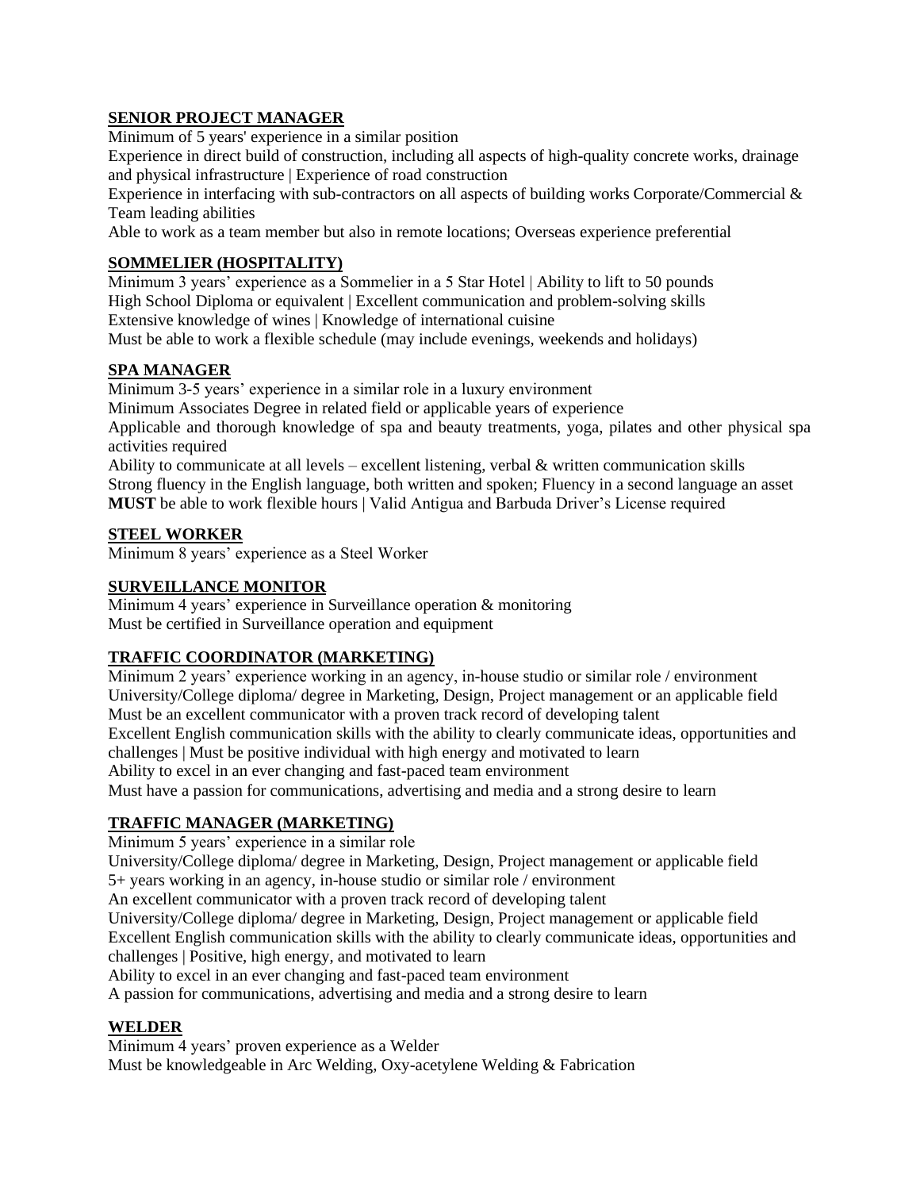## SENIOR PROJECT MANAGER

Minimum of 5 years' experience in a similar position

Experience in direct build of construction, including all aspects of high-quality concrete works, drainage and physical infrastructure | Experience of road construction

Experience in interfacing with sub-contractors on all aspects of building works Corporate/Commercial & Team leading abilities

Able to work as a team member but also in remote locations; Overseas experience preferential

## SOMMELIER (HOSPITALITY)

Minimum 3 years' experience as a Sommelier in a 5 Star Hotel | Ability to lift to 50 pounds

High School Diploma or equivalent | Excellent communication and problem-solving skills

Extensive knowledge of wines | Knowledge of international cuisine

Must be able to work a flexible schedule (may include evenings, weekends and holidays)

## SPA MANAGER

Minimum 3-5 years' experience in a similar role in a luxury environment

Minimum Associates Degree in related field or applicable years of experience

Applicable and thorough knowledge of spa and beauty treatments, yoga, pilates and other physical spa activities required

Ability to communicate at all levels – excellent listening, verbal & written communication skills

Strong fluency in the English language, both written and spoken; Fluency in a second language an asset

**MUST** be able to work flexible hours | Valid Antigua and Barbuda Driver's License required

## STEEL WORKER

Minimum 8 years' experience as a Steel Worker

## SURVEILLANCE MONITOR

Minimum 4 years' experience in Surveillance operation & monitoring

Must be certified in Surveillance operation and equipment

## TRAFFIC COORDINATOR (MARKETING)

Minimum 2 years' experience working in an agency, in-house studio or similar role / environment

University/College diploma/ degree in Marketing, Design, Project management or an applicable field

Must be an excellent communicator with a proven track record of developing talent

Excellent English communication skills with the ability to clearly communicate ideas, opportunities and challenges | Must be positive individual with high energy and motivated to learn

Ability to excel in an ever changing and fast-paced team environment

Must have a passion for communications, advertising and media and a strong desire to learn

## TRAFFIC MANAGER (MARKETING)

Minimum 5 years' experience in a similar role

University/College diploma/ degree in Marketing, Design, Project management or applicable field

5+ years working in an agency, in-house studio or similar role / environment

An excellent communicator with a proven track record of developing talent

University/College diploma/ degree in Marketing, Design, Project management or applicable field

Excellent English communication skills with the ability to clearly communicate ideas, opportunities and challenges | Positive, high energy, and motivated to learn

Ability to excel in an ever changing and fast-paced team environment

A passion for communications, advertising and media and a strong desire to learn

## WELDER

Minimum 4 years' proven experience as a Welder

Must be knowledgeable in Arc Welding, Oxy-acetylene Welding & Fabrication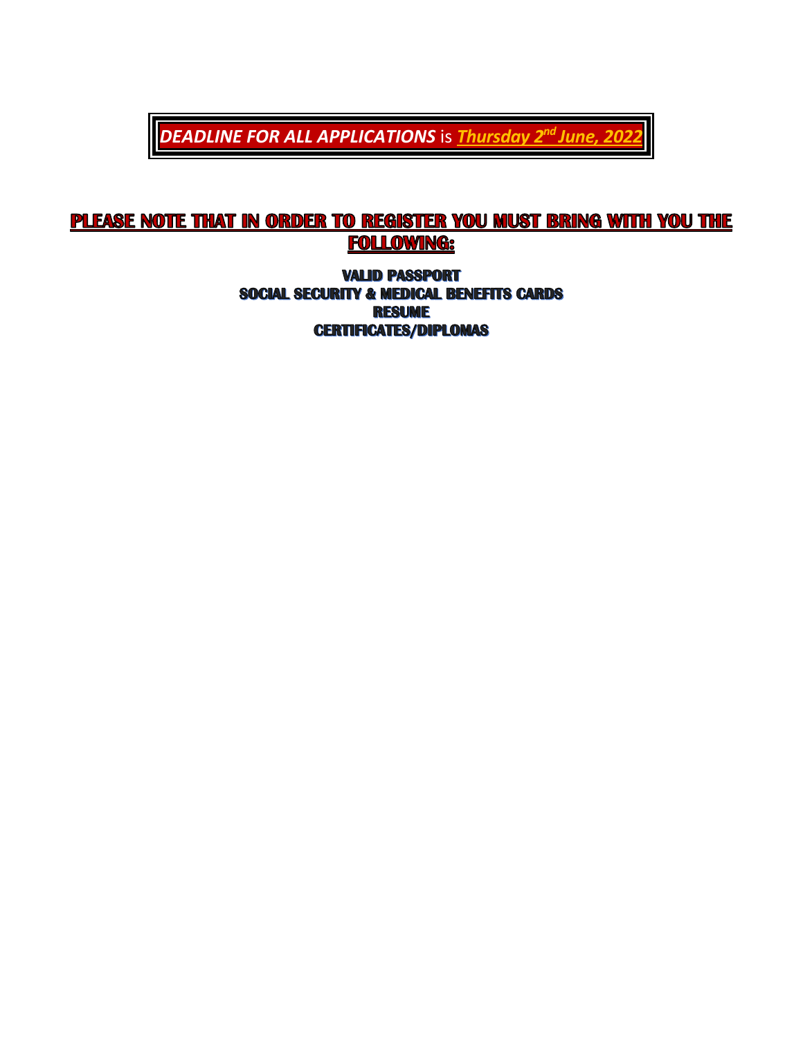***DEADLINE FOR ALL APPLICATIONS*** is ***Thursday 2nd June, 2022***

## **PLEASE NOTE THAT IN ORDER TO REGISTER YOU MUST BRING WITH YOU THE FOLLOWING:**

**VALID PASSPORT**
**SOCIAL SECURITY & MEDICAL BENEFITS CARDS**
**RESUME**
**CERTIFICATES/DIPLOMAS**